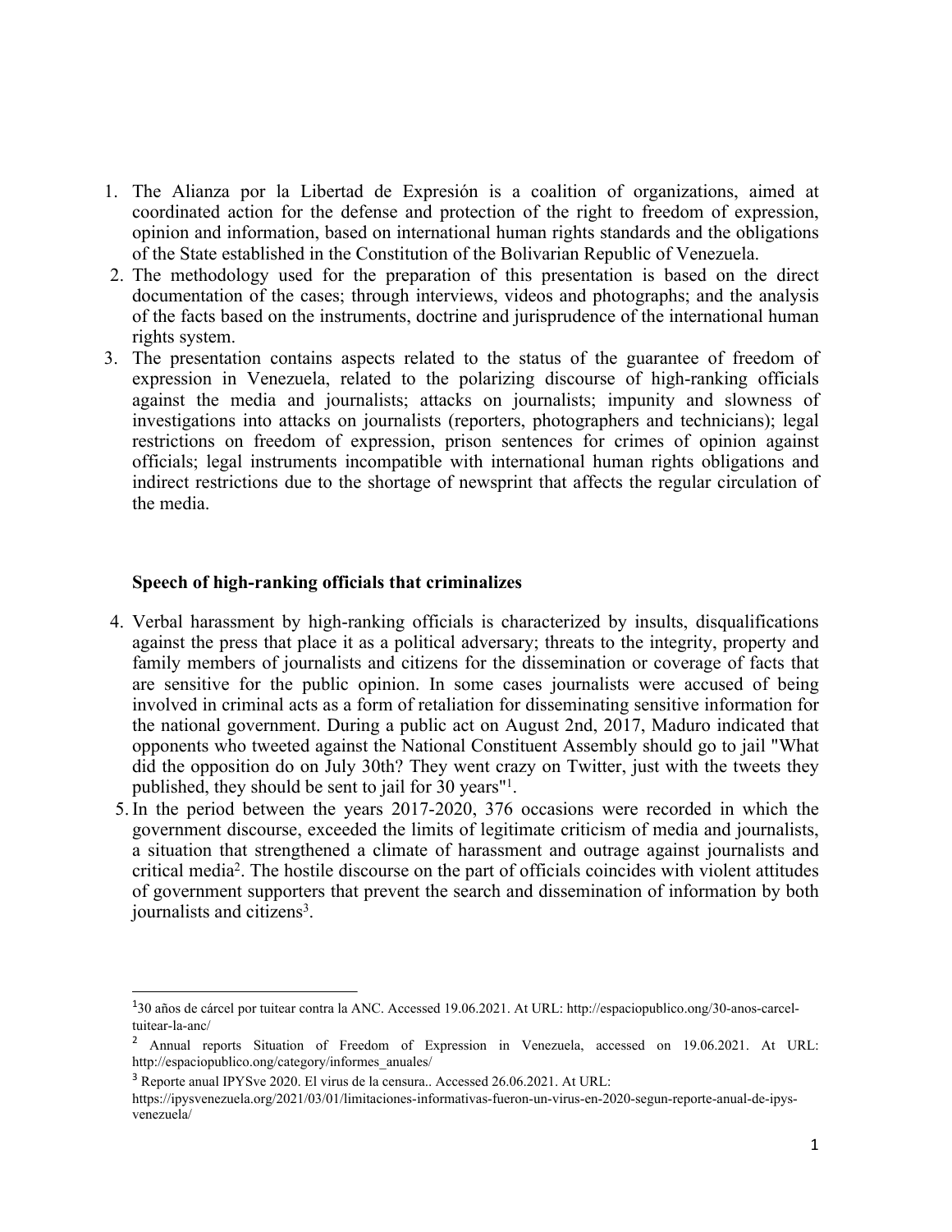1. The Alianza por la Libertad de Expresión is a coalition of organizations, aimed at coordinated action for the defense and protection of the right to freedom of expression, opinion and information, based on international human rights standards and the obligations of the State established in the Constitution of the Bolivarian Republic of Venezuela.
2. The methodology used for the preparation of this presentation is based on the direct documentation of the cases; through interviews, videos and photographs; and the analysis of the facts based on the instruments, doctrine and jurisprudence of the international human rights system.
3. The presentation contains aspects related to the status of the guarantee of freedom of expression in Venezuela, related to the polarizing discourse of high-ranking officials against the media and journalists; attacks on journalists; impunity and slowness of investigations into attacks on journalists (reporters, photographers and technicians); legal restrictions on freedom of expression, prison sentences for crimes of opinion against officials; legal instruments incompatible with international human rights obligations and indirect restrictions due to the shortage of newsprint that affects the regular circulation of the media.

**Speech of high-ranking officials that criminalizes**

4. Verbal harassment by high-ranking officials is characterized by insults, disqualifications against the press that place it as a political adversary; threats to the integrity, property and family members of journalists and citizens for the dissemination or coverage of facts that are sensitive for the public opinion. In some cases journalists were accused of being involved in criminal acts as a form of retaliation for disseminating sensitive information for the national government. During a public act on August 2nd, 2017, Maduro indicated that opponents who tweeted against the National Constituent Assembly should go to jail "What did the opposition do on July 30th? They went crazy on Twitter, just with the tweets they published, they should be sent to jail for 30 years"[1].
5. In the period between the years 2017-2020, 376 occasions were recorded in which the government discourse, exceeded the limits of legitimate criticism of media and journalists, a situation that strengthened a climate of harassment and outrage against journalists and critical media[2]. The hostile discourse on the part of officials coincides with violent attitudes of government supporters that prevent the search and dissemination of information by both journalists and citizens[3].

---

[1] 30 años de cárcel por tuitear contra la ANC. Accessed 19.06.2021. At URL: http://espaciopublico.ong/30-anos-carcel-tuitear-la-anc/

[2] Annual reports Situation of Freedom of Expression in Venezuela, accessed on 19.06.2021. At URL: http://espaciopublico.ong/category/informes_anuales/

[3] Reporte anual IPYSve 2020. El virus de la censura.. Accessed 26.06.2021. At URL: https://ipysvenezuela.org/2021/03/01/limitaciones-informativas-fueron-un-virus-en-2020-segun-reporte-anual-de-ipys-venezuela/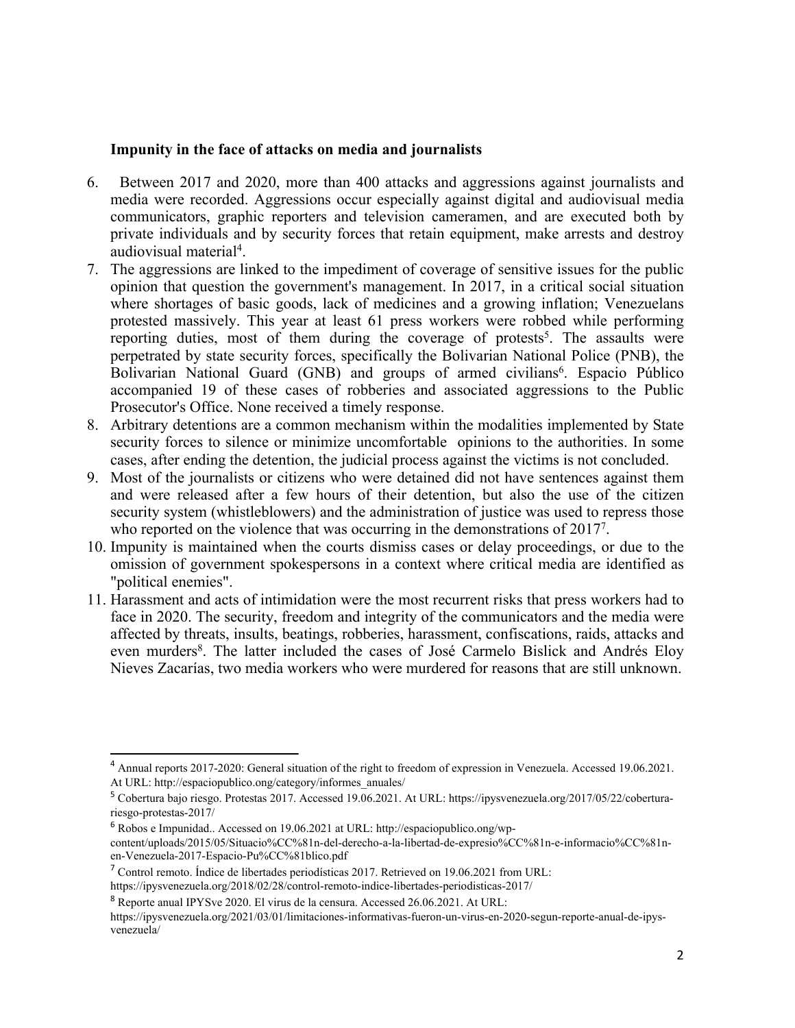**Impunity in the face of attacks on media and journalists**

6. Between 2017 and 2020, more than 400 attacks and aggressions against journalists and media were recorded. Aggressions occur especially against digital and audiovisual media communicators, graphic reporters and television cameramen, and are executed both by private individuals and by security forces that retain equipment, make arrests and destroy audiovisual material[4].
7. The aggressions are linked to the impediment of coverage of sensitive issues for the public opinion that question the government's management. In 2017, in a critical social situation where shortages of basic goods, lack of medicines and a growing inflation; Venezuelans protested massively. This year at least 61 press workers were robbed while performing reporting duties, most of them during the coverage of protests[5]. The assaults were perpetrated by state security forces, specifically the Bolivarian National Police (PNB), the Bolivarian National Guard (GNB) and groups of armed civilians[6]. Espacio Público accompanied 19 of these cases of robberies and associated aggressions to the Public Prosecutor's Office. None received a timely response.
8. Arbitrary detentions are a common mechanism within the modalities implemented by State security forces to silence or minimize uncomfortable opinions to the authorities. In some cases, after ending the detention, the judicial process against the victims is not concluded.
9. Most of the journalists or citizens who were detained did not have sentences against them and were released after a few hours of their detention, but also the use of the citizen security system (whistleblowers) and the administration of justice was used to repress those who reported on the violence that was occurring in the demonstrations of 2017[7].
10. Impunity is maintained when the courts dismiss cases or delay proceedings, or due to the omission of government spokespersons in a context where critical media are identified as "political enemies".
11. Harassment and acts of intimidation were the most recurrent risks that press workers had to face in 2020. The security, freedom and integrity of the communicators and the media were affected by threats, insults, beatings, robberies, harassment, confiscations, raids, attacks and even murders[8]. The latter included the cases of José Carmelo Bislick and Andrés Eloy Nieves Zacarías, two media workers who were murdered for reasons that are still unknown.

---

[4] Annual reports 2017-2020: General situation of the right to freedom of expression in Venezuela. Accessed 19.06.2021. At URL: http://espaciopublico.ong/category/informes_anuales/

[5] Cobertura bajo riesgo. Protestas 2017. Accessed 19.06.2021. At URL: https://ipysvenezuela.org/2017/05/22/cobertura-riesgo-protestas-2017/

[6] Robos e Impunidad.. Accessed on 19.06.2021 at URL: http://espaciopublico.ong/wp-content/uploads/2015/05/Situacio%CC%81n-del-derecho-a-la-libertad-de-expresio%CC%81n-e-informacio%CC%81n-en-Venezuela-2017-Espacio-Pu%CC%81blico.pdf

[7] Control remoto. Índice de libertades periodísticas 2017. Retrieved on 19.06.2021 from URL: https://ipysvenezuela.org/2018/02/28/control-remoto-indice-libertades-periodisticas-2017/

[8] Reporte anual IPYSve 2020. El virus de la censura. Accessed 26.06.2021. At URL: https://ipysvenezuela.org/2021/03/01/limitaciones-informativas-fueron-un-virus-en-2020-segun-reporte-anual-de-ipys-venezuela/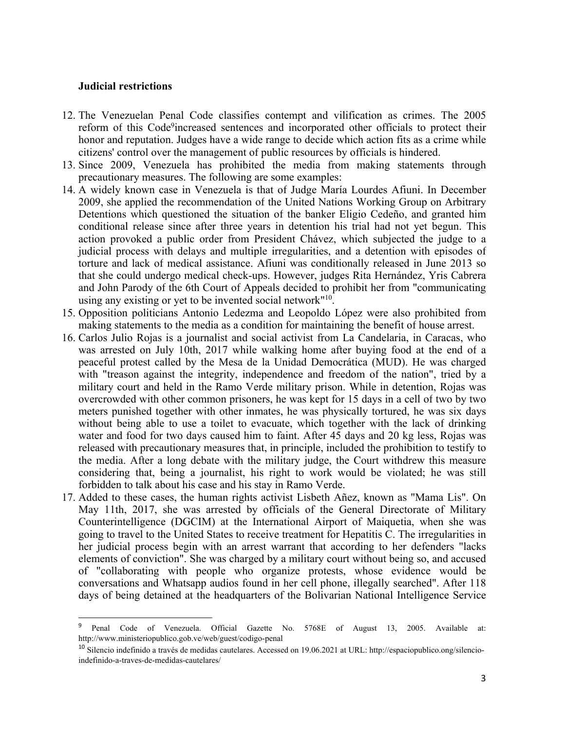**Judicial restrictions**

12. The Venezuelan Penal Code classifies contempt and vilification as crimes. The 2005 reform of this Code[9]increased sentences and incorporated other officials to protect their honor and reputation. Judges have a wide range to decide which action fits as a crime while citizens' control over the management of public resources by officials is hindered.
13. Since 2009, Venezuela has prohibited the media from making statements through precautionary measures. The following are some examples:
14. A widely known case in Venezuela is that of Judge María Lourdes Afiuni. In December 2009, she applied the recommendation of the United Nations Working Group on Arbitrary Detentions which questioned the situation of the banker Eligio Cedeño, and granted him conditional release since after three years in detention his trial had not yet begun. This action provoked a public order from President Chávez, which subjected the judge to a judicial process with delays and multiple irregularities, and a detention with episodes of torture and lack of medical assistance. Afiuni was conditionally released in June 2013 so that she could undergo medical check-ups. However, judges Rita Hernández, Yris Cabrera and John Parody of the 6th Court of Appeals decided to prohibit her from "communicating using any existing or yet to be invented social network"[10].
15. Opposition politicians Antonio Ledezma and Leopoldo López were also prohibited from making statements to the media as a condition for maintaining the benefit of house arrest.
16. Carlos Julio Rojas is a journalist and social activist from La Candelaria, in Caracas, who was arrested on July 10th, 2017 while walking home after buying food at the end of a peaceful protest called by the Mesa de la Unidad Democrática (MUD). He was charged with "treason against the integrity, independence and freedom of the nation", tried by a military court and held in the Ramo Verde military prison. While in detention, Rojas was overcrowded with other common prisoners, he was kept for 15 days in a cell of two by two meters punished together with other inmates, he was physically tortured, he was six days without being able to use a toilet to evacuate, which together with the lack of drinking water and food for two days caused him to faint. After 45 days and 20 kg less, Rojas was released with precautionary measures that, in principle, included the prohibition to testify to the media. After a long debate with the military judge, the Court withdrew this measure considering that, being a journalist, his right to work would be violated; he was still forbidden to talk about his case and his stay in Ramo Verde.
17. Added to these cases, the human rights activist Lisbeth Añez, known as "Mama Lis". On May 11th, 2017, she was arrested by officials of the General Directorate of Military Counterintelligence (DGCIM) at the International Airport of Maiquetia, when she was going to travel to the United States to receive treatment for Hepatitis C. The irregularities in her judicial process begin with an arrest warrant that according to her defenders "lacks elements of conviction". She was charged by a military court without being so, and accused of "collaborating with people who organize protests, whose evidence would be conversations and Whatsapp audios found in her cell phone, illegally searched". After 118 days of being detained at the headquarters of the Bolivarian National Intelligence Service

---

[9] Penal Code of Venezuela. Official Gazette No. 5768E of August 13, 2005. Available at: http://www.ministeriopublico.gob.ve/web/guest/codigo-penal

[10] Silencio indefinido a través de medidas cautelares. Accessed on 19.06.2021 at URL: http://espaciopublico.ong/silencio-indefinido-a-traves-de-medidas-cautelares/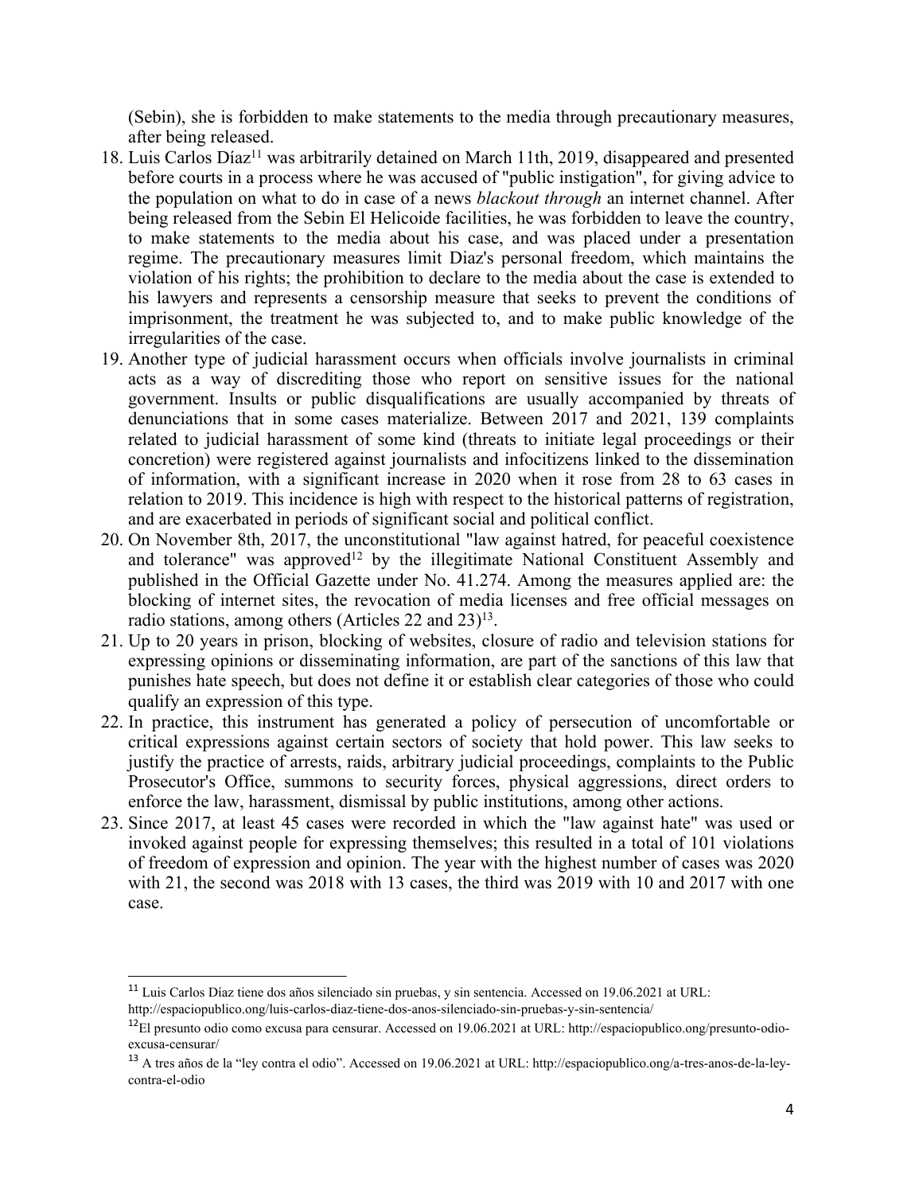(Sebin), she is forbidden to make statements to the media through precautionary measures, after being released.

18. Luis Carlos Díaz[11] was arbitrarily detained on March 11th, 2019, disappeared and presented before courts in a process where he was accused of "public instigation", for giving advice to the population on what to do in case of a news *blackout through* an internet channel. After being released from the Sebin El Helicoide facilities, he was forbidden to leave the country, to make statements to the media about his case, and was placed under a presentation regime. The precautionary measures limit Diaz's personal freedom, which maintains the violation of his rights; the prohibition to declare to the media about the case is extended to his lawyers and represents a censorship measure that seeks to prevent the conditions of imprisonment, the treatment he was subjected to, and to make public knowledge of the irregularities of the case.
19. Another type of judicial harassment occurs when officials involve journalists in criminal acts as a way of discrediting those who report on sensitive issues for the national government. Insults or public disqualifications are usually accompanied by threats of denunciations that in some cases materialize. Between 2017 and 2021, 139 complaints related to judicial harassment of some kind (threats to initiate legal proceedings or their concretion) were registered against journalists and infocitizens linked to the dissemination of information, with a significant increase in 2020 when it rose from 28 to 63 cases in relation to 2019. This incidence is high with respect to the historical patterns of registration, and are exacerbated in periods of significant social and political conflict.
20. On November 8th, 2017, the unconstitutional "law against hatred, for peaceful coexistence and tolerance" was approved[12] by the illegitimate National Constituent Assembly and published in the Official Gazette under No. 41.274. Among the measures applied are: the blocking of internet sites, the revocation of media licenses and free official messages on radio stations, among others (Articles 22 and 23)[13].
21. Up to 20 years in prison, blocking of websites, closure of radio and television stations for expressing opinions or disseminating information, are part of the sanctions of this law that punishes hate speech, but does not define it or establish clear categories of those who could qualify an expression of this type.
22. In practice, this instrument has generated a policy of persecution of uncomfortable or critical expressions against certain sectors of society that hold power. This law seeks to justify the practice of arrests, raids, arbitrary judicial proceedings, complaints to the Public Prosecutor's Office, summons to security forces, physical aggressions, direct orders to enforce the law, harassment, dismissal by public institutions, among other actions.
23. Since 2017, at least 45 cases were recorded in which the "law against hate" was used or invoked against people for expressing themselves; this resulted in a total of 101 violations of freedom of expression and opinion. The year with the highest number of cases was 2020 with 21, the second was 2018 with 13 cases, the third was 2019 with 10 and 2017 with one case.

---

[11] Luis Carlos Díaz tiene dos años silenciado sin pruebas, y sin sentencia. Accessed on 19.06.2021 at URL: http://espaciopublico.ong/luis-carlos-diaz-tiene-dos-anos-silenciado-sin-pruebas-y-sin-sentencia/

[12] El presunto odio como excusa para censurar. Accessed on 19.06.2021 at URL: http://espaciopublico.ong/presunto-odio-excusa-censurar/

[13] A tres años de la "ley contra el odio". Accessed on 19.06.2021 at URL: http://espaciopublico.ong/a-tres-anos-de-la-ley-contra-el-odio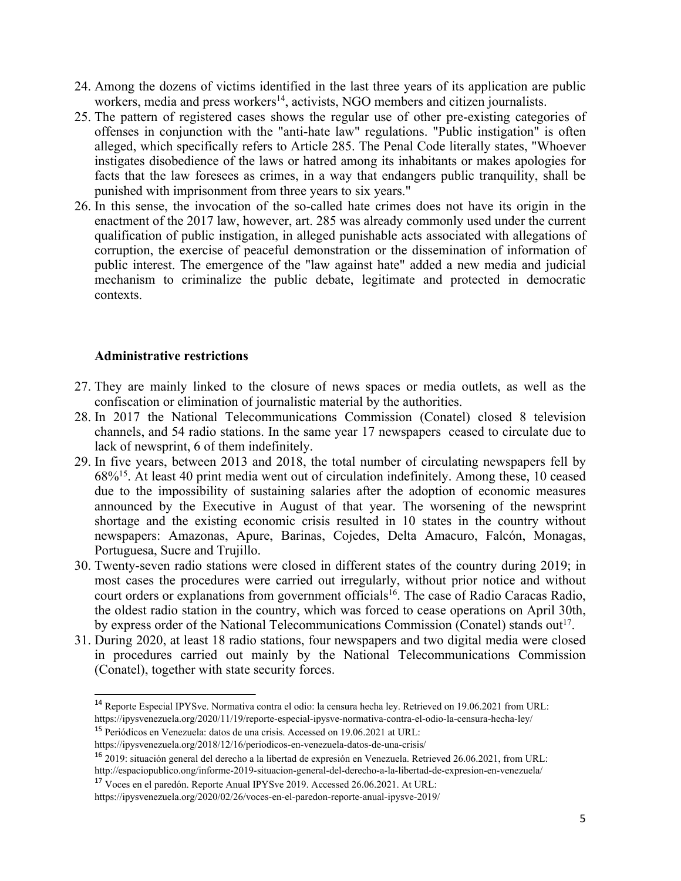24. Among the dozens of victims identified in the last three years of its application are public workers, media and press workers[14], activists, NGO members and citizen journalists.
25. The pattern of registered cases shows the regular use of other pre-existing categories of offenses in conjunction with the "anti-hate law" regulations. "Public instigation" is often alleged, which specifically refers to Article 285. The Penal Code literally states, "Whoever instigates disobedience of the laws or hatred among its inhabitants or makes apologies for facts that the law foresees as crimes, in a way that endangers public tranquility, shall be punished with imprisonment from three years to six years."
26. In this sense, the invocation of the so-called hate crimes does not have its origin in the enactment of the 2017 law, however, art. 285 was already commonly used under the current qualification of public instigation, in alleged punishable acts associated with allegations of corruption, the exercise of peaceful demonstration or the dissemination of information of public interest. The emergence of the "law against hate" added a new media and judicial mechanism to criminalize the public debate, legitimate and protected in democratic contexts.

**Administrative restrictions**

27. They are mainly linked to the closure of news spaces or media outlets, as well as the confiscation or elimination of journalistic material by the authorities.
28. In 2017 the National Telecommunications Commission (Conatel) closed 8 television channels, and 54 radio stations. In the same year 17 newspapers ceased to circulate due to lack of newsprint, 6 of them indefinitely.
29. In five years, between 2013 and 2018, the total number of circulating newspapers fell by 68%[15]. At least 40 print media went out of circulation indefinitely. Among these, 10 ceased due to the impossibility of sustaining salaries after the adoption of economic measures announced by the Executive in August of that year. The worsening of the newsprint shortage and the existing economic crisis resulted in 10 states in the country without newspapers: Amazonas, Apure, Barinas, Cojedes, Delta Amacuro, Falcón, Monagas, Portuguesa, Sucre and Trujillo.
30. Twenty-seven radio stations were closed in different states of the country during 2019; in most cases the procedures were carried out irregularly, without prior notice and without court orders or explanations from government officials[16]. The case of Radio Caracas Radio, the oldest radio station in the country, which was forced to cease operations on April 30th, by express order of the National Telecommunications Commission (Conatel) stands out[17].
31. During 2020, at least 18 radio stations, four newspapers and two digital media were closed in procedures carried out mainly by the National Telecommunications Commission (Conatel), together with state security forces.

[14] Reporte Especial IPYSve. Normativa contra el odio: la censura hecha ley. Retrieved on 19.06.2021 from URL: https://ipysvenezuela.org/2020/11/19/reporte-especial-ipysve-normativa-contra-el-odio-la-censura-hecha-ley/

[15] Periódicos en Venezuela: datos de una crisis. Accessed on 19.06.2021 at URL: https://ipysvenezuela.org/2018/12/16/periodicos-en-venezuela-datos-de-una-crisis/

[16] 2019: situación general del derecho a la libertad de expresión en Venezuela. Retrieved 26.06.2021, from URL: http://espaciopublico.ong/informe-2019-situacion-general-del-derecho-a-la-libertad-de-expresion-en-venezuela/

[17] Voces en el paredón. Reporte Anual IPYSve 2019. Accessed 26.06.2021. At URL: https://ipysvenezuela.org/2020/02/26/voces-en-el-paredon-reporte-anual-ipysve-2019/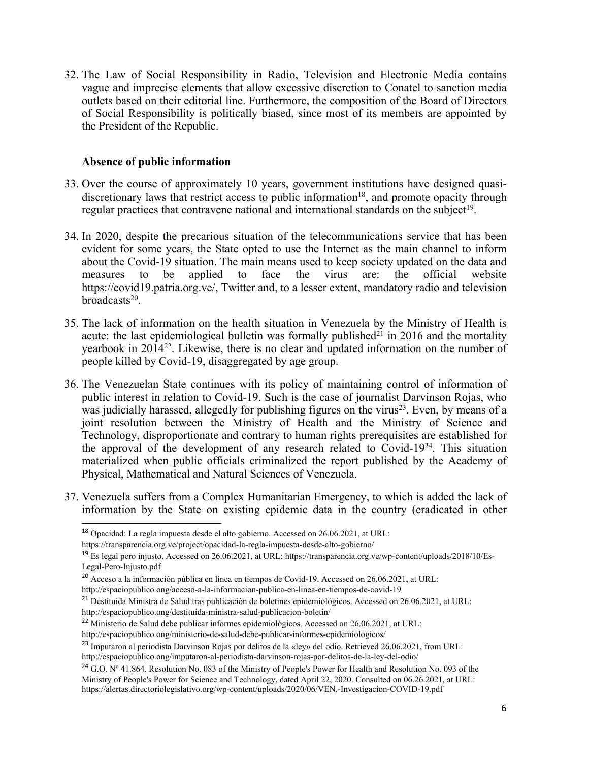32. The Law of Social Responsibility in Radio, Television and Electronic Media contains vague and imprecise elements that allow excessive discretion to Conatel to sanction media outlets based on their editorial line. Furthermore, the composition of the Board of Directors of Social Responsibility is politically biased, since most of its members are appointed by the President of the Republic.

**Absence of public information**

33. Over the course of approximately 10 years, government institutions have designed quasi-discretionary laws that restrict access to public information[18], and promote opacity through regular practices that contravene national and international standards on the subject[19].

34. In 2020, despite the precarious situation of the telecommunications service that has been evident for some years, the State opted to use the Internet as the main channel to inform about the Covid-19 situation. The main means used to keep society updated on the data and measures to be applied to face the virus are: the official website https://covid19.patria.org.ve/, Twitter and, to a lesser extent, mandatory radio and television broadcasts[20].

35. The lack of information on the health situation in Venezuela by the Ministry of Health is acute: the last epidemiological bulletin was formally published[21] in 2016 and the mortality yearbook in 2014[22]. Likewise, there is no clear and updated information on the number of people killed by Covid-19, disaggregated by age group.

36. The Venezuelan State continues with its policy of maintaining control of information of public interest in relation to Covid-19. Such is the case of journalist Darvinson Rojas, who was judicially harassed, allegedly for publishing figures on the virus[23]. Even, by means of a joint resolution between the Ministry of Health and the Ministry of Science and Technology, disproportionate and contrary to human rights prerequisites are established for the approval of the development of any research related to Covid-19[24]. This situation materialized when public officials criminalized the report published by the Academy of Physical, Mathematical and Natural Sciences of Venezuela.

37. Venezuela suffers from a Complex Humanitarian Emergency, to which is added the lack of information by the State on existing epidemic data in the country (eradicated in other

---

[18] Opacidad: La regla impuesta desde el alto gobierno. Accessed on 26.06.2021, at URL: https://transparencia.org.ve/project/opacidad-la-regla-impuesta-desde-alto-gobierno/

[19] Es legal pero injusto. Accessed on 26.06.2021, at URL: https://transparencia.org.ve/wp-content/uploads/2018/10/Es-Legal-Pero-Injusto.pdf

[20] Acceso a la información pública en línea en tiempos de Covid-19. Accessed on 26.06.2021, at URL: http://espaciopublico.ong/acceso-a-la-informacion-publica-en-linea-en-tiempos-de-covid-19

[21] Destituida Ministra de Salud tras publicación de boletines epidemiológicos. Accessed on 26.06.2021, at URL: http://espaciopublico.ong/destituida-ministra-salud-publicacion-boletin/

[22] Ministerio de Salud debe publicar informes epidemiológicos. Accessed on 26.06.2021, at URL: http://espaciopublico.ong/ministerio-de-salud-debe-publicar-informes-epidemiologicos/

[23] Imputaron al periodista Darvinson Rojas por delitos de la «ley» del odio. Retrieved 26.06.2021, from URL: http://espaciopublico.ong/imputaron-al-periodista-darvinson-rojas-por-delitos-de-la-ley-del-odio/

[24] G.O. Nº 41.864. Resolution No. 083 of the Ministry of People's Power for Health and Resolution No. 093 of the Ministry of People's Power for Science and Technology, dated April 22, 2020. Consulted on 06.26.2021, at URL: https://alertas.directoriolegislativo.org/wp-content/uploads/2020/06/VEN.-Investigacion-COVID-19.pdf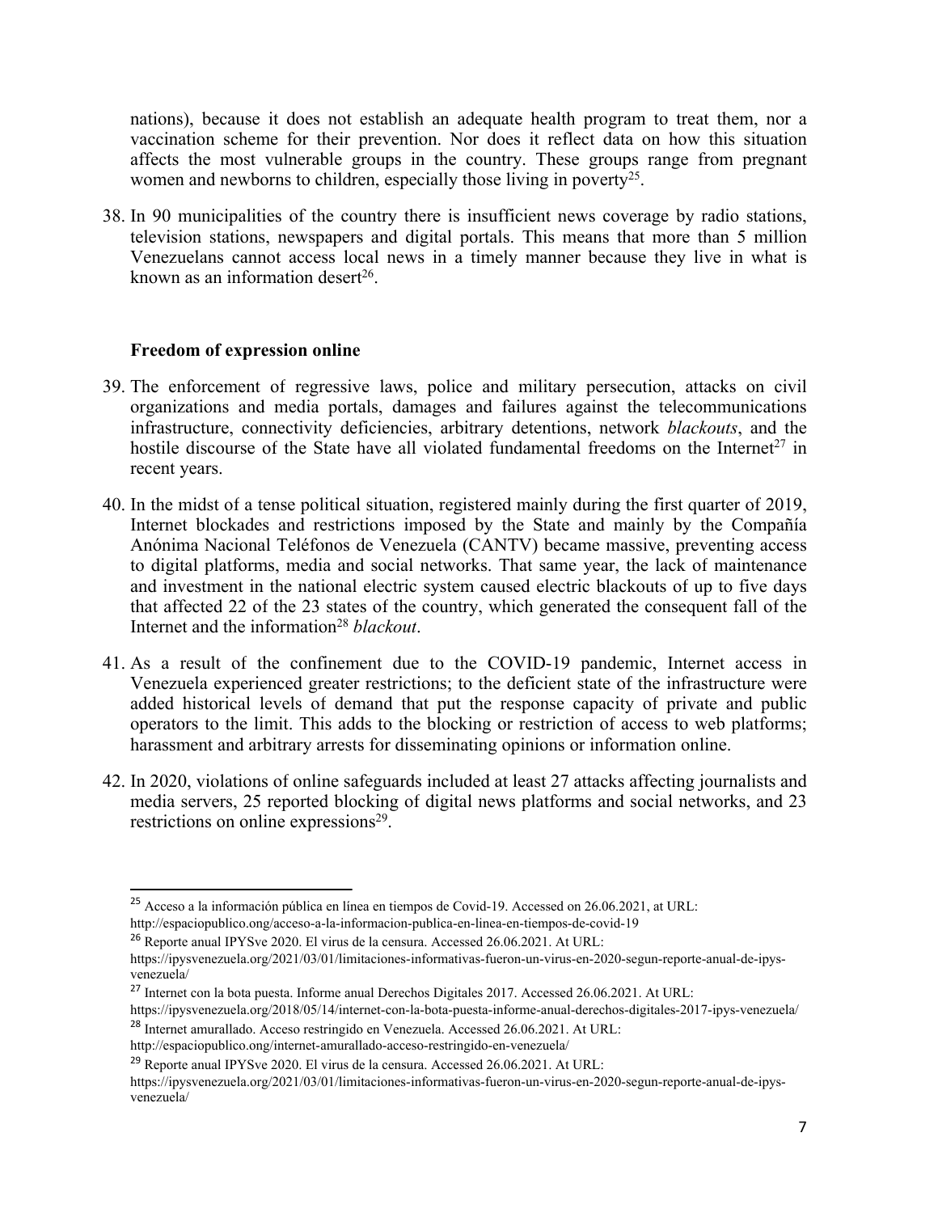nations), because it does not establish an adequate health program to treat them, nor a vaccination scheme for their prevention. Nor does it reflect data on how this situation affects the most vulnerable groups in the country. These groups range from pregnant women and newborns to children, especially those living in poverty[25].

38. In 90 municipalities of the country there is insufficient news coverage by radio stations, television stations, newspapers and digital portals. This means that more than 5 million Venezuelans cannot access local news in a timely manner because they live in what is known as an information desert[26].

**Freedom of expression online**

39. The enforcement of regressive laws, police and military persecution, attacks on civil organizations and media portals, damages and failures against the telecommunications infrastructure, connectivity deficiencies, arbitrary detentions, network *blackouts*, and the hostile discourse of the State have all violated fundamental freedoms on the Internet[27] in recent years.

40. In the midst of a tense political situation, registered mainly during the first quarter of 2019, Internet blockades and restrictions imposed by the State and mainly by the Compañía Anónima Nacional Teléfonos de Venezuela (CANTV) became massive, preventing access to digital platforms, media and social networks. That same year, the lack of maintenance and investment in the national electric system caused electric blackouts of up to five days that affected 22 of the 23 states of the country, which generated the consequent fall of the Internet and the information[28] *blackout*.

41. As a result of the confinement due to the COVID-19 pandemic, Internet access in Venezuela experienced greater restrictions; to the deficient state of the infrastructure were added historical levels of demand that put the response capacity of private and public operators to the limit. This adds to the blocking or restriction of access to web platforms; harassment and arbitrary arrests for disseminating opinions or information online.

42. In 2020, violations of online safeguards included at least 27 attacks affecting journalists and media servers, 25 reported blocking of digital news platforms and social networks, and 23 restrictions on online expressions[29].

---

[25] Acceso a la información pública en línea en tiempos de Covid-19. Accessed on 26.06.2021, at URL: http://espaciopublico.ong/acceso-a-la-informacion-publica-en-linea-en-tiempos-de-covid-19

[26] Reporte anual IPYSve 2020. El virus de la censura. Accessed 26.06.2021. At URL: https://ipysvenezuela.org/2021/03/01/limitaciones-informativas-fueron-un-virus-en-2020-segun-reporte-anual-de-ipys-venezuela/

[27] Internet con la bota puesta. Informe anual Derechos Digitales 2017. Accessed 26.06.2021. At URL: https://ipysvenezuela.org/2018/05/14/internet-con-la-bota-puesta-informe-anual-derechos-digitales-2017-ipys-venezuela/

[28] Internet amurallado. Acceso restringido en Venezuela. Accessed 26.06.2021. At URL: http://espaciopublico.ong/internet-amurallado-acceso-restringido-en-venezuela/

[29] Reporte anual IPYSve 2020. El virus de la censura. Accessed 26.06.2021. At URL: https://ipysvenezuela.org/2021/03/01/limitaciones-informativas-fueron-un-virus-en-2020-segun-reporte-anual-de-ipys-venezuela/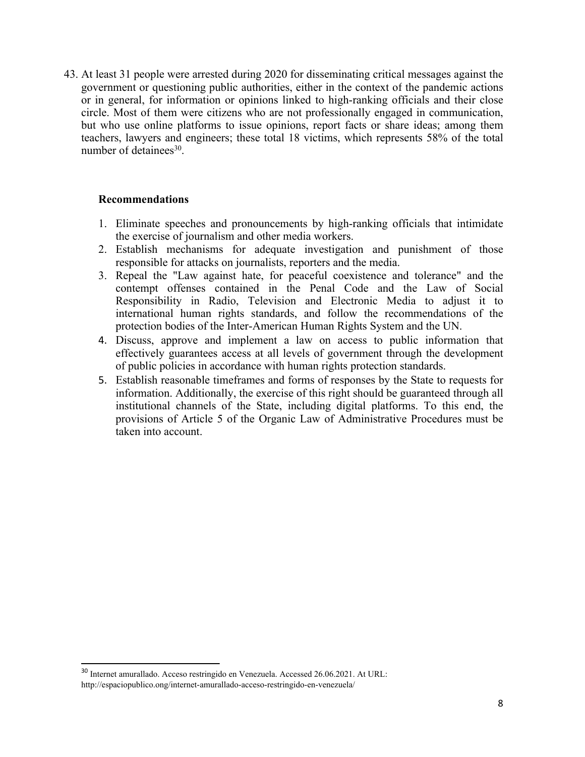43. At least 31 people were arrested during 2020 for disseminating critical messages against the government or questioning public authorities, either in the context of the pandemic actions or in general, for information or opinions linked to high-ranking officials and their close circle. Most of them were citizens who are not professionally engaged in communication, but who use online platforms to issue opinions, report facts or share ideas; among them teachers, lawyers and engineers; these total 18 victims, which represents 58% of the total number of detainees[30].

**Recommendations**

1. Eliminate speeches and pronouncements by high-ranking officials that intimidate the exercise of journalism and other media workers.
2. Establish mechanisms for adequate investigation and punishment of those responsible for attacks on journalists, reporters and the media.
3. Repeal the "Law against hate, for peaceful coexistence and tolerance" and the contempt offenses contained in the Penal Code and the Law of Social Responsibility in Radio, Television and Electronic Media to adjust it to international human rights standards, and follow the recommendations of the protection bodies of the Inter-American Human Rights System and the UN.
4. Discuss, approve and implement a law on access to public information that effectively guarantees access at all levels of government through the development of public policies in accordance with human rights protection standards.
5. Establish reasonable timeframes and forms of responses by the State to requests for information. Additionally, the exercise of this right should be guaranteed through all institutional channels of the State, including digital platforms. To this end, the provisions of Article 5 of the Organic Law of Administrative Procedures must be taken into account.

---

[30] Internet amurallado. Acceso restringido en Venezuela. Accessed 26.06.2021. At URL: http://espaciopublico.ong/internet-amurallado-acceso-restringido-en-venezuela/